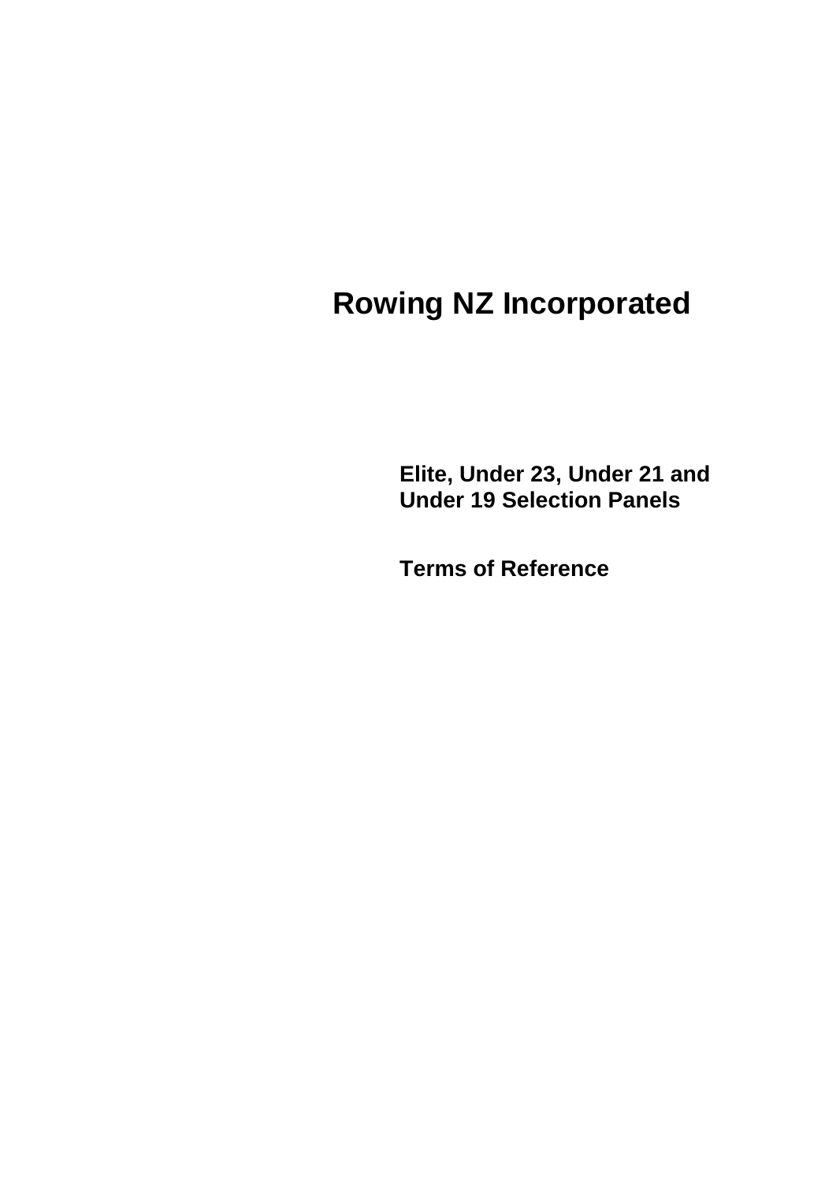# Rowing NZ Incorporated

## Elite, Under 23, Under 21 and Under 19 Selection Panels

## Terms of Reference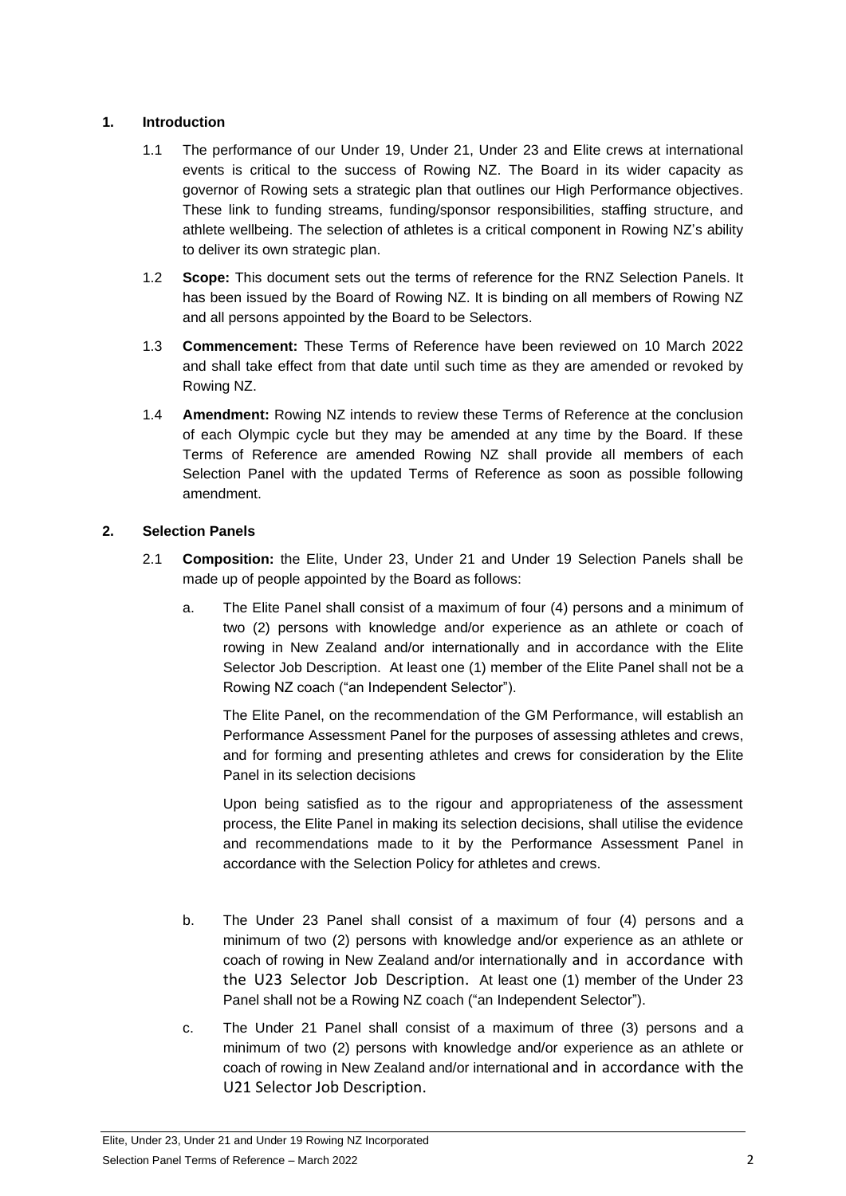## 1. Introduction

1.1 The performance of our Under 19, Under 21, Under 23 and Elite crews at international events is critical to the success of Rowing NZ. The Board in its wider capacity as governor of Rowing sets a strategic plan that outlines our High Performance objectives. These link to funding streams, funding/sponsor responsibilities, staffing structure, and athlete wellbeing. The selection of athletes is a critical component in Rowing NZ's ability to deliver its own strategic plan.

1.2 **Scope:** This document sets out the terms of reference for the RNZ Selection Panels. It has been issued by the Board of Rowing NZ. It is binding on all members of Rowing NZ and all persons appointed by the Board to be Selectors.

1.3 **Commencement:** These Terms of Reference have been reviewed on 10 March 2022 and shall take effect from that date until such time as they are amended or revoked by Rowing NZ.

1.4 **Amendment:** Rowing NZ intends to review these Terms of Reference at the conclusion of each Olympic cycle but they may be amended at any time by the Board. If these Terms of Reference are amended Rowing NZ shall provide all members of each Selection Panel with the updated Terms of Reference as soon as possible following amendment.

## 2. Selection Panels

2.1 **Composition:** the Elite, Under 23, Under 21 and Under 19 Selection Panels shall be made up of people appointed by the Board as follows:

a. The Elite Panel shall consist of a maximum of four (4) persons and a minimum of two (2) persons with knowledge and/or experience as an athlete or coach of rowing in New Zealand and/or internationally and in accordance with the Elite Selector Job Description. At least one (1) member of the Elite Panel shall not be a Rowing NZ coach ("an Independent Selector").

The Elite Panel, on the recommendation of the GM Performance, will establish an Performance Assessment Panel for the purposes of assessing athletes and crews, and for forming and presenting athletes and crews for consideration by the Elite Panel in its selection decisions

Upon being satisfied as to the rigour and appropriateness of the assessment process, the Elite Panel in making its selection decisions, shall utilise the evidence and recommendations made to it by the Performance Assessment Panel in accordance with the Selection Policy for athletes and crews.

b. The Under 23 Panel shall consist of a maximum of four (4) persons and a minimum of two (2) persons with knowledge and/or experience as an athlete or coach of rowing in New Zealand and/or internationally and in accordance with the U23 Selector Job Description. At least one (1) member of the Under 23 Panel shall not be a Rowing NZ coach ("an Independent Selector").

c. The Under 21 Panel shall consist of a maximum of three (3) persons and a minimum of two (2) persons with knowledge and/or experience as an athlete or coach of rowing in New Zealand and/or international and in accordance with the U21 Selector Job Description.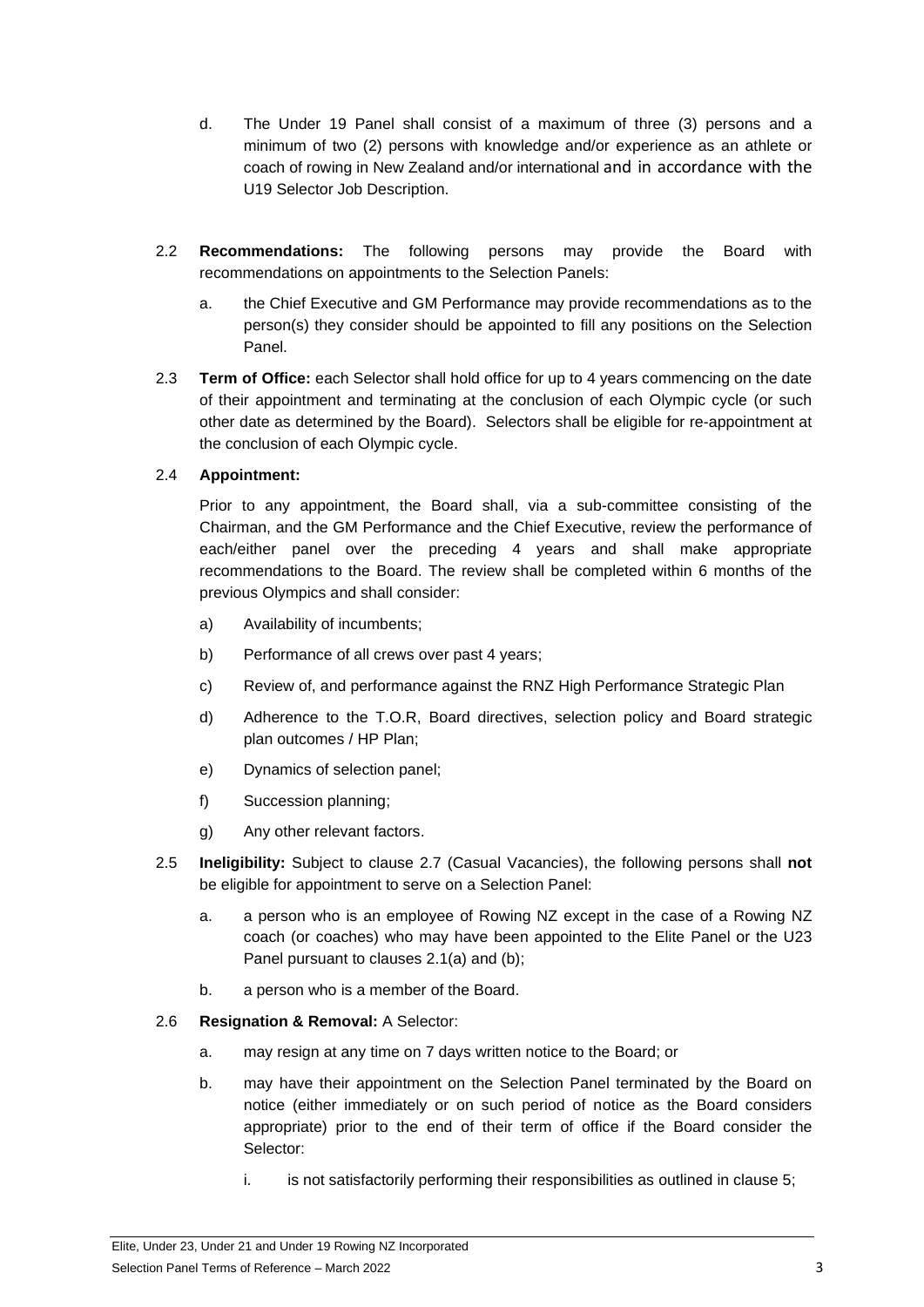d. The Under 19 Panel shall consist of a maximum of three (3) persons and a minimum of two (2) persons with knowledge and/or experience as an athlete or coach of rowing in New Zealand and/or international and in accordance with the U19 Selector Job Description.

2.2 **Recommendations:** The following persons may provide the Board with recommendations on appointments to the Selection Panels:

a. the Chief Executive and GM Performance may provide recommendations as to the person(s) they consider should be appointed to fill any positions on the Selection Panel.

2.3 **Term of Office:** each Selector shall hold office for up to 4 years commencing on the date of their appointment and terminating at the conclusion of each Olympic cycle (or such other date as determined by the Board). Selectors shall be eligible for re-appointment at the conclusion of each Olympic cycle.

2.4 **Appointment:**

Prior to any appointment, the Board shall, via a sub-committee consisting of the Chairman, and the GM Performance and the Chief Executive, review the performance of each/either panel over the preceding 4 years and shall make appropriate recommendations to the Board. The review shall be completed within 6 months of the previous Olympics and shall consider:

a) Availability of incumbents;

b) Performance of all crews over past 4 years;

c) Review of, and performance against the RNZ High Performance Strategic Plan

d) Adherence to the T.O.R, Board directives, selection policy and Board strategic plan outcomes / HP Plan;

e) Dynamics of selection panel;

f) Succession planning;

g) Any other relevant factors.

2.5 **Ineligibility:** Subject to clause 2.7 (Casual Vacancies), the following persons shall **not** be eligible for appointment to serve on a Selection Panel:

a. a person who is an employee of Rowing NZ except in the case of a Rowing NZ coach (or coaches) who may have been appointed to the Elite Panel or the U23 Panel pursuant to clauses 2.1(a) and (b);

b. a person who is a member of the Board.

2.6 **Resignation & Removal:** A Selector:

a. may resign at any time on 7 days written notice to the Board; or

b. may have their appointment on the Selection Panel terminated by the Board on notice (either immediately or on such period of notice as the Board considers appropriate) prior to the end of their term of office if the Board consider the Selector:

i. is not satisfactorily performing their responsibilities as outlined in clause 5;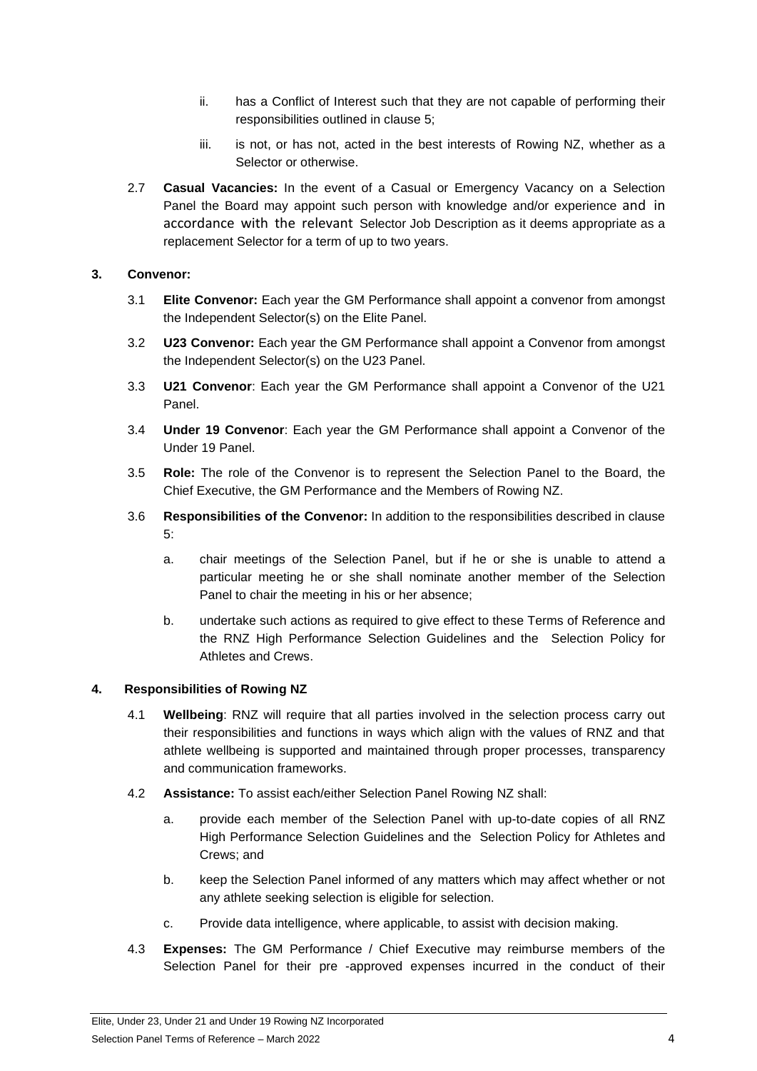ii. has a Conflict of Interest such that they are not capable of performing their responsibilities outlined in clause 5;

iii. is not, or has not, acted in the best interests of Rowing NZ, whether as a Selector or otherwise.

2.7 **Casual Vacancies:** In the event of a Casual or Emergency Vacancy on a Selection Panel the Board may appoint such person with knowledge and/or experience and in accordance with the relevant Selector Job Description as it deems appropriate as a replacement Selector for a term of up to two years.

## 3. Convenor:

3.1 **Elite Convenor:** Each year the GM Performance shall appoint a convenor from amongst the Independent Selector(s) on the Elite Panel.

3.2 **U23 Convenor:** Each year the GM Performance shall appoint a Convenor from amongst the Independent Selector(s) on the U23 Panel.

3.3 **U21 Convenor**: Each year the GM Performance shall appoint a Convenor of the U21 Panel.

3.4 **Under 19 Convenor**: Each year the GM Performance shall appoint a Convenor of the Under 19 Panel.

3.5 **Role:** The role of the Convenor is to represent the Selection Panel to the Board, the Chief Executive, the GM Performance and the Members of Rowing NZ.

3.6 **Responsibilities of the Convenor:** In addition to the responsibilities described in clause 5:

a. chair meetings of the Selection Panel, but if he or she is unable to attend a particular meeting he or she shall nominate another member of the Selection Panel to chair the meeting in his or her absence;

b. undertake such actions as required to give effect to these Terms of Reference and the RNZ High Performance Selection Guidelines and the Selection Policy for Athletes and Crews.

## 4. Responsibilities of Rowing NZ

4.1 **Wellbeing**: RNZ will require that all parties involved in the selection process carry out their responsibilities and functions in ways which align with the values of RNZ and that athlete wellbeing is supported and maintained through proper processes, transparency and communication frameworks.

4.2 **Assistance:** To assist each/either Selection Panel Rowing NZ shall:

a. provide each member of the Selection Panel with up-to-date copies of all RNZ High Performance Selection Guidelines and the Selection Policy for Athletes and Crews; and

b. keep the Selection Panel informed of any matters which may affect whether or not any athlete seeking selection is eligible for selection.

c. Provide data intelligence, where applicable, to assist with decision making.

4.3 **Expenses:** The GM Performance / Chief Executive may reimburse members of the Selection Panel for their pre -approved expenses incurred in the conduct of their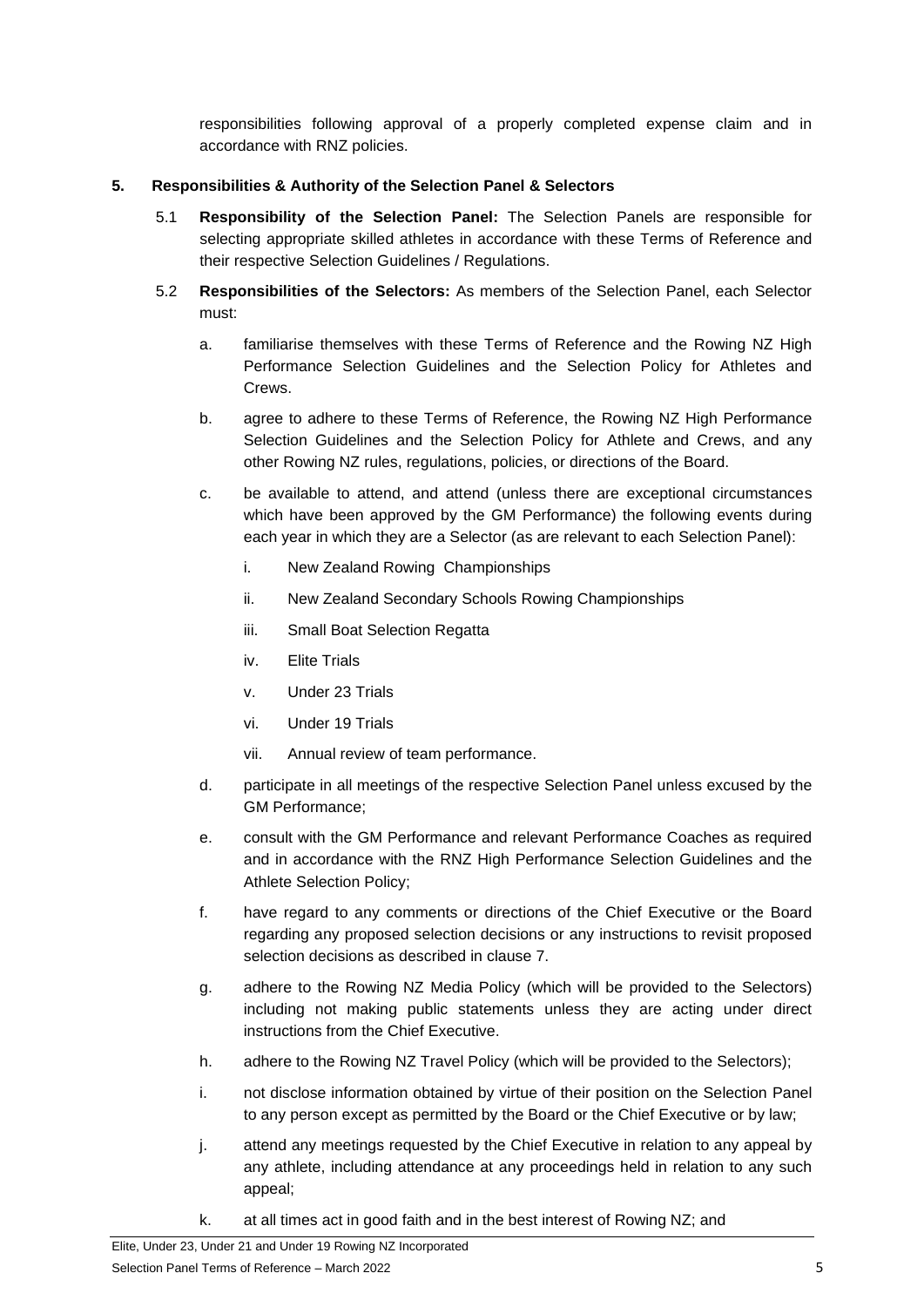responsibilities following approval of a properly completed expense claim and in accordance with RNZ policies.

## 5. Responsibilities & Authority of the Selection Panel & Selectors

5.1 **Responsibility of the Selection Panel:** The Selection Panels are responsible for selecting appropriate skilled athletes in accordance with these Terms of Reference and their respective Selection Guidelines / Regulations.

5.2 **Responsibilities of the Selectors:** As members of the Selection Panel, each Selector must:

a. familiarise themselves with these Terms of Reference and the Rowing NZ High Performance Selection Guidelines and the Selection Policy for Athletes and Crews.

b. agree to adhere to these Terms of Reference, the Rowing NZ High Performance Selection Guidelines and the Selection Policy for Athlete and Crews, and any other Rowing NZ rules, regulations, policies, or directions of the Board.

c. be available to attend, and attend (unless there are exceptional circumstances which have been approved by the GM Performance) the following events during each year in which they are a Selector (as are relevant to each Selection Panel):

   i. New Zealand Rowing Championships

   ii. New Zealand Secondary Schools Rowing Championships

   iii. Small Boat Selection Regatta

   iv. Elite Trials

   v. Under 23 Trials

   vi. Under 19 Trials

   vii. Annual review of team performance.

d. participate in all meetings of the respective Selection Panel unless excused by the GM Performance;

e. consult with the GM Performance and relevant Performance Coaches as required and in accordance with the RNZ High Performance Selection Guidelines and the Athlete Selection Policy;

f. have regard to any comments or directions of the Chief Executive or the Board regarding any proposed selection decisions or any instructions to revisit proposed selection decisions as described in clause 7.

g. adhere to the Rowing NZ Media Policy (which will be provided to the Selectors) including not making public statements unless they are acting under direct instructions from the Chief Executive.

h. adhere to the Rowing NZ Travel Policy (which will be provided to the Selectors);

i. not disclose information obtained by virtue of their position on the Selection Panel to any person except as permitted by the Board or the Chief Executive or by law;

j. attend any meetings requested by the Chief Executive in relation to any appeal by any athlete, including attendance at any proceedings held in relation to any such appeal;

k. at all times act in good faith and in the best interest of Rowing NZ; and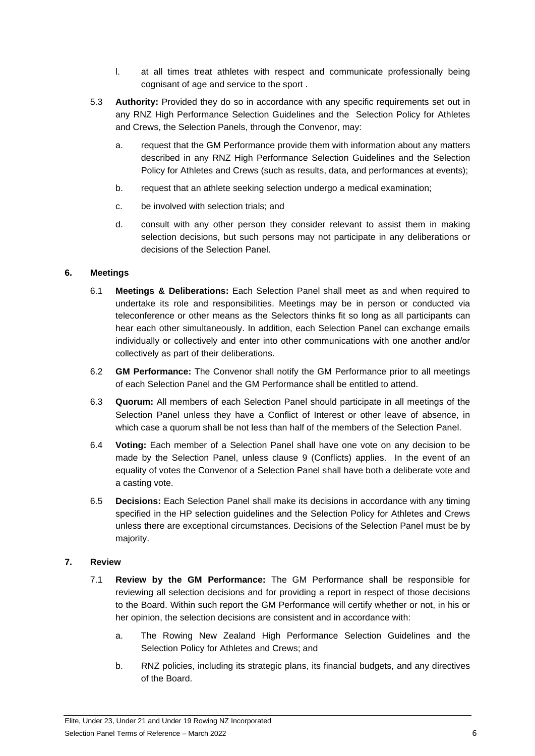l. at all times treat athletes with respect and communicate professionally being cognisant of age and service to the sport .

5.3 **Authority:** Provided they do so in accordance with any specific requirements set out in any RNZ High Performance Selection Guidelines and the Selection Policy for Athletes and Crews, the Selection Panels, through the Convenor, may:

a. request that the GM Performance provide them with information about any matters described in any RNZ High Performance Selection Guidelines and the Selection Policy for Athletes and Crews (such as results, data, and performances at events);

b. request that an athlete seeking selection undergo a medical examination;

c. be involved with selection trials; and

d. consult with any other person they consider relevant to assist them in making selection decisions, but such persons may not participate in any deliberations or decisions of the Selection Panel.

## 6. Meetings

6.1 **Meetings & Deliberations:** Each Selection Panel shall meet as and when required to undertake its role and responsibilities. Meetings may be in person or conducted via teleconference or other means as the Selectors thinks fit so long as all participants can hear each other simultaneously. In addition, each Selection Panel can exchange emails individually or collectively and enter into other communications with one another and/or collectively as part of their deliberations.

6.2 **GM Performance:** The Convenor shall notify the GM Performance prior to all meetings of each Selection Panel and the GM Performance shall be entitled to attend.

6.3 **Quorum:** All members of each Selection Panel should participate in all meetings of the Selection Panel unless they have a Conflict of Interest or other leave of absence, in which case a quorum shall be not less than half of the members of the Selection Panel.

6.4 **Voting:** Each member of a Selection Panel shall have one vote on any decision to be made by the Selection Panel, unless clause 9 (Conflicts) applies. In the event of an equality of votes the Convenor of a Selection Panel shall have both a deliberate vote and a casting vote.

6.5 **Decisions:** Each Selection Panel shall make its decisions in accordance with any timing specified in the HP selection guidelines and the Selection Policy for Athletes and Crews unless there are exceptional circumstances. Decisions of the Selection Panel must be by majority.

## 7. Review

7.1 **Review by the GM Performance:** The GM Performance shall be responsible for reviewing all selection decisions and for providing a report in respect of those decisions to the Board. Within such report the GM Performance will certify whether or not, in his or her opinion, the selection decisions are consistent and in accordance with:

a. The Rowing New Zealand High Performance Selection Guidelines and the Selection Policy for Athletes and Crews; and

b. RNZ policies, including its strategic plans, its financial budgets, and any directives of the Board.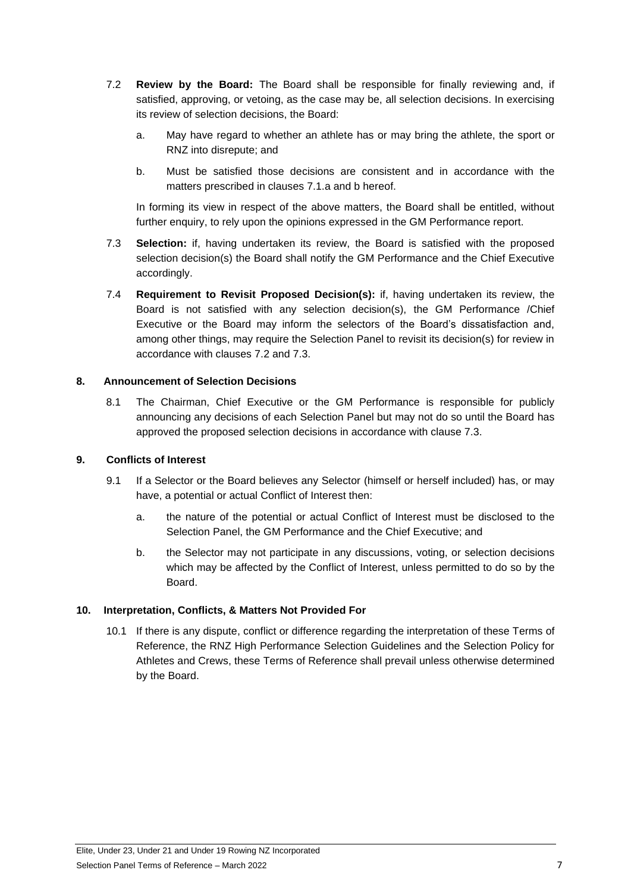7.2 **Review by the Board:** The Board shall be responsible for finally reviewing and, if satisfied, approving, or vetoing, as the case may be, all selection decisions. In exercising its review of selection decisions, the Board:

a. May have regard to whether an athlete has or may bring the athlete, the sport or RNZ into disrepute; and

b. Must be satisfied those decisions are consistent and in accordance with the matters prescribed in clauses 7.1.a and b hereof.

In forming its view in respect of the above matters, the Board shall be entitled, without further enquiry, to rely upon the opinions expressed in the GM Performance report.

7.3 **Selection:** if, having undertaken its review, the Board is satisfied with the proposed selection decision(s) the Board shall notify the GM Performance and the Chief Executive accordingly.

7.4 **Requirement to Revisit Proposed Decision(s):** if, having undertaken its review, the Board is not satisfied with any selection decision(s), the GM Performance /Chief Executive or the Board may inform the selectors of the Board's dissatisfaction and, among other things, may require the Selection Panel to revisit its decision(s) for review in accordance with clauses 7.2 and 7.3.

## 8. Announcement of Selection Decisions

8.1 The Chairman, Chief Executive or the GM Performance is responsible for publicly announcing any decisions of each Selection Panel but may not do so until the Board has approved the proposed selection decisions in accordance with clause 7.3.

## 9. Conflicts of Interest

9.1 If a Selector or the Board believes any Selector (himself or herself included) has, or may have, a potential or actual Conflict of Interest then:

a. the nature of the potential or actual Conflict of Interest must be disclosed to the Selection Panel, the GM Performance and the Chief Executive; and

b. the Selector may not participate in any discussions, voting, or selection decisions which may be affected by the Conflict of Interest, unless permitted to do so by the Board.

## 10. Interpretation, Conflicts, & Matters Not Provided For

10.1 If there is any dispute, conflict or difference regarding the interpretation of these Terms of Reference, the RNZ High Performance Selection Guidelines and the Selection Policy for Athletes and Crews, these Terms of Reference shall prevail unless otherwise determined by the Board.